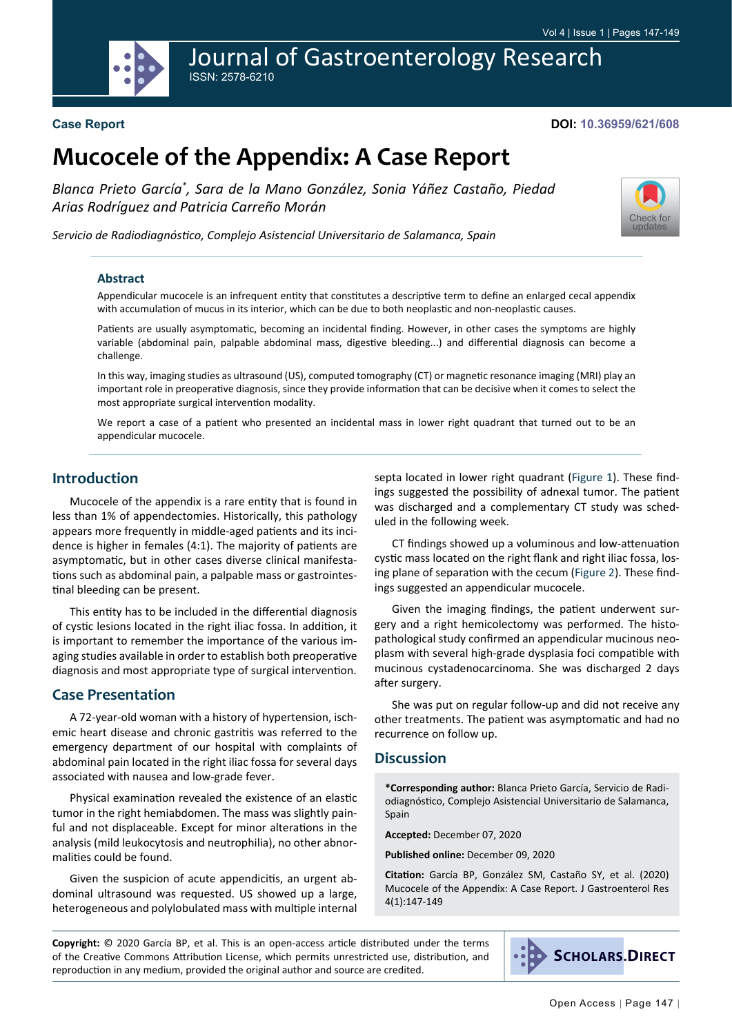Case Report

DOI: 10.36959/621/608

# Mucocele of the Appendix: A Case Report

*Blanca Prieto García*, Sara de la Mano González, Sonia Yáñez Castaño, Piedad Arias Rodríguez and Patricia Carreño Morán*

*Servicio de Radiodiagnóstico, Complejo Asistencial Universitario de Salamanca, Spain*

## Abstract

Appendicular mucocele is an infrequent entity that constitutes a descriptive term to define an enlarged cecal appendix with accumulation of mucus in its interior, which can be due to both neoplastic and non-neoplastic causes.

Patients are usually asymptomatic, becoming an incidental finding. However, in other cases the symptoms are highly variable (abdominal pain, palpable abdominal mass, digestive bleeding...) and differential diagnosis can become a challenge.

In this way, imaging studies as ultrasound (US), computed tomography (CT) or magnetic resonance imaging (MRI) play an important role in preoperative diagnosis, since they provide information that can be decisive when it comes to select the most appropriate surgical intervention modality.

We report a case of a patient who presented an incidental mass in lower right quadrant that turned out to be an appendicular mucocele.

## Introduction

Mucocele of the appendix is a rare entity that is found in less than 1% of appendectomies. Historically, this pathology appears more frequently in middle-aged patients and its incidence is higher in females (4:1). The majority of patients are asymptomatic, but in other cases diverse clinical manifestations such as abdominal pain, a palpable mass or gastrointestinal bleeding can be present.

This entity has to be included in the differential diagnosis of cystic lesions located in the right iliac fossa. In addition, it is important to remember the importance of the various imaging studies available in order to establish both preoperative diagnosis and most appropriate type of surgical intervention.

## Case Presentation

A 72-year-old woman with a history of hypertension, ischemic heart disease and chronic gastritis was referred to the emergency department of our hospital with complaints of abdominal pain located in the right iliac fossa for several days associated with nausea and low-grade fever.

Physical examination revealed the existence of an elastic tumor in the right hemiabdomen. The mass was slightly painful and not displaceable. Except for minor alterations in the analysis (mild leukocytosis and neutrophilia), no other abnormalities could be found.

Given the suspicion of acute appendicitis, an urgent abdominal ultrasound was requested. US showed up a large, heterogeneous and polylobulated mass with multiple internal septa located in lower right quadrant (Figure 1). These findings suggested the possibility of adnexal tumor. The patient was discharged and a complementary CT study was scheduled in the following week.

CT findings showed up a voluminous and low-attenuation cystic mass located on the right flank and right iliac fossa, losing plane of separation with the cecum (Figure 2). These findings suggested an appendicular mucocele.

Given the imaging findings, the patient underwent surgery and a right hemicolectomy was performed. The histopathological study confirmed an appendicular mucinous neoplasm with several high-grade dysplasia foci compatible with mucinous cystadenocarcinoma. She was discharged 2 days after surgery.

She was put on regular follow-up and did not receive any other treatments. The patient was asymptomatic and had no recurrence on follow up.

## Discussion

**\*Corresponding author:** Blanca Prieto García, Servicio de Radiodiagnóstico, Complejo Asistencial Universitario de Salamanca, Spain

**Accepted:** December 07, 2020

**Published online:** December 09, 2020

**Citation:** García BP, González SM, Castaño SY, et al. (2020) Mucocele of the Appendix: A Case Report. J Gastroenterol Res 4(1):147-149

**Copyright:** © 2020 García BP, et al. This is an open-access article distributed under the terms of the Creative Commons Attribution License, which permits unrestricted use, distribution, and reproduction in any medium, provided the original author and source are credited.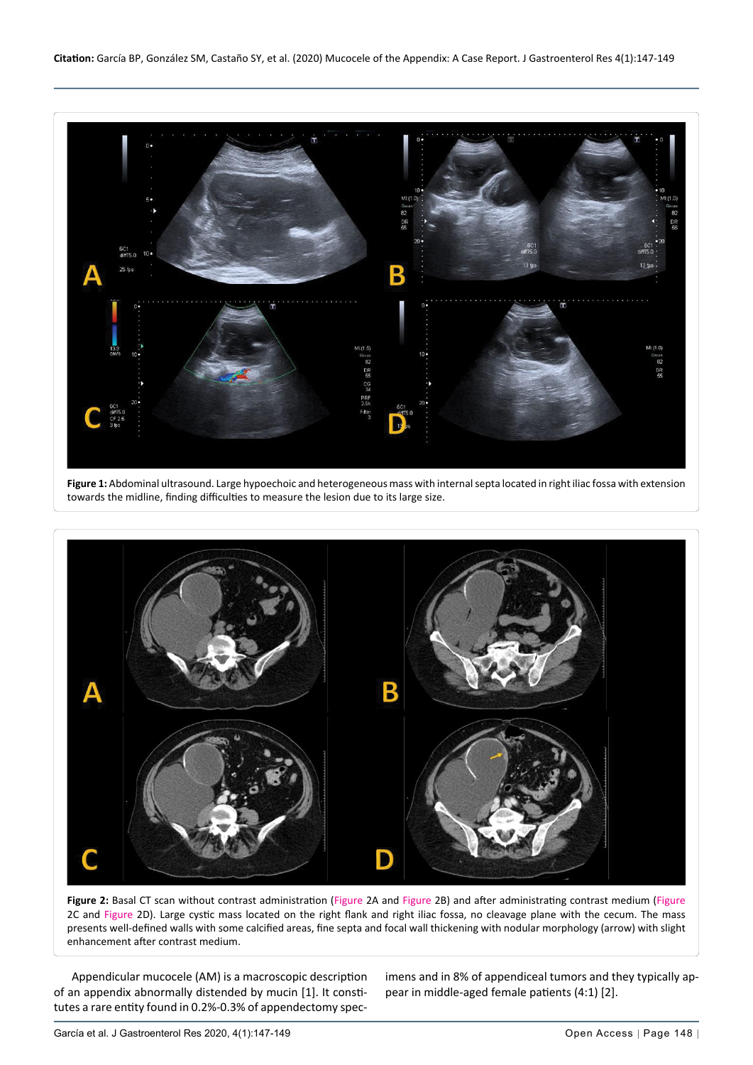**Figure 1:** Abdominal ultrasound. Large hypoechoic and heterogeneous mass with internal septa located in right iliac fossa with extension towards the midline, finding difficulties to measure the lesion due to its large size.

**Figure 2:** Basal CT scan without contrast administration (Figure 2A and Figure 2B) and after administrating contrast medium (Figure 2C and Figure 2D). Large cystic mass located on the right flank and right iliac fossa, no cleavage plane with the cecum. The mass presents well-defined walls with some calcified areas, fine septa and focal wall thickening with nodular morphology (arrow) with slight enhancement after contrast medium.

Appendicular mucocele (AM) is a macroscopic description of an appendix abnormally distended by mucin [1]. It constitutes a rare entity found in 0.2%-0.3% of appendectomy specimens and in 8% of appendiceal tumors and they typically appear in middle-aged female patients (4:1) [2].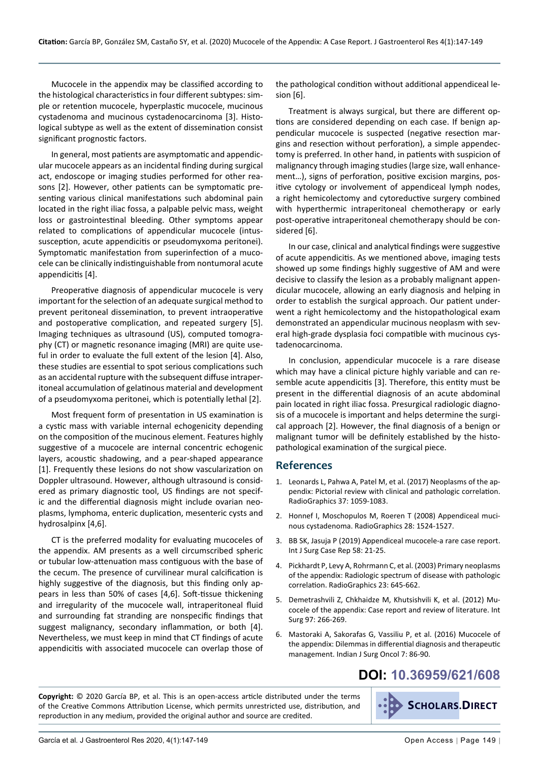Mucocele in the appendix may be classified according to the histological characteristics in four different subtypes: simple or retention mucocele, hyperplastic mucocele, mucinous cystadenoma and mucinous cystadenocarcinoma [3]. Histological subtype as well as the extent of dissemination consist significant prognostic factors.

In general, most patients are asymptomatic and appendicular mucocele appears as an incidental finding during surgical act, endoscope or imaging studies performed for other reasons [2]. However, other patients can be symptomatic presenting various clinical manifestations such abdominal pain located in the right iliac fossa, a palpable pelvic mass, weight loss or gastrointestinal bleeding. Other symptoms appear related to complications of appendicular mucocele (intussusception, acute appendicitis or pseudomyxoma peritonei). Symptomatic manifestation from superinfection of a mucocele can be clinically indistinguishable from nontumoral acute appendicitis [4].

Preoperative diagnosis of appendicular mucocele is very important for the selection of an adequate surgical method to prevent peritoneal dissemination, to prevent intraoperative and postoperative complication, and repeated surgery [5]. Imaging techniques as ultrasound (US), computed tomography (CT) or magnetic resonance imaging (MRI) are quite useful in order to evaluate the full extent of the lesion [4]. Also, these studies are essential to spot serious complications such as an accidental rupture with the subsequent diffuse intraperitoneal accumulation of gelatinous material and development of a pseudomyxoma peritonei, which is potentially lethal [2].

Most frequent form of presentation in US examination is a cystic mass with variable internal echogenicity depending on the composition of the mucinous element. Features highly suggestive of a mucocele are internal concentric echogenic layers, acoustic shadowing, and a pear-shaped appearance [1]. Frequently these lesions do not show vascularization on Doppler ultrasound. However, although ultrasound is considered as primary diagnostic tool, US findings are not specific and the differential diagnosis might include ovarian neoplasms, lymphoma, enteric duplication, mesenteric cysts and hydrosalpinx [4,6].

CT is the preferred modality for evaluating mucoceles of the appendix. AM presents as a well circumscribed spheric or tubular low-attenuation mass contiguous with the base of the cecum. The presence of curvilinear mural calcification is highly suggestive of the diagnosis, but this finding only appears in less than 50% of cases [4,6]. Soft-tissue thickening and irregularity of the mucocele wall, intraperitoneal fluid and surrounding fat stranding are nonspecific findings that suggest malignancy, secondary inflammation, or both [4]. Nevertheless, we must keep in mind that CT findings of acute appendicitis with associated mucocele can overlap those of the pathological condition without additional appendiceal lesion [6].

Treatment is always surgical, but there are different options are considered depending on each case. If benign appendicular mucocele is suspected (negative resection margins and resection without perforation), a simple appendectomy is preferred. In other hand, in patients with suspicion of malignancy through imaging studies (large size, wall enhancement…), signs of perforation, positive excision margins, positive cytology or involvement of appendiceal lymph nodes, a right hemicolectomy and cytoreductive surgery combined with hyperthermic intraperitoneal chemotherapy or early post-operative intraperitoneal chemotherapy should be considered [6].

In our case, clinical and analytical findings were suggestive of acute appendicitis. As we mentioned above, imaging tests showed up some findings highly suggestive of AM and were decisive to classify the lesion as a probably malignant appendicular mucocele, allowing an early diagnosis and helping in order to establish the surgical approach. Our patient underwent a right hemicolectomy and the histopathological exam demonstrated an appendicular mucinous neoplasm with several high-grade dysplasia foci compatible with mucinous cystadenocarcinoma.

In conclusion, appendicular mucocele is a rare disease which may have a clinical picture highly variable and can resemble acute appendicitis [3]. Therefore, this entity must be present in the differential diagnosis of an acute abdominal pain located in right iliac fossa. Presurgical radiologic diagnosis of a mucocele is important and helps determine the surgical approach [2]. However, the final diagnosis of a benign or malignant tumor will be definitely established by the histopathological examination of the surgical piece.

## References

1. Leonards L, Pahwa A, Patel M, et al. (2017) Neoplasms of the appendix: Pictorial review with clinical and pathologic correlation. RadioGraphics 37: 1059-1083.
2. Honnef I, Moschopulos M, Roeren T (2008) Appendiceal mucinous cystadenoma. RadioGraphics 28: 1524-1527.
3. BB SK, Jasuja P (2019) Appendiceal mucocele-a rare case report. Int J Surg Case Rep 58: 21-25.
4. Pickhardt P, Levy A, Rohrmann C, et al. (2003) Primary neoplasms of the appendix: Radiologic spectrum of disease with pathologic correlation. RadioGraphics 23: 645-662.
5. Demetrashvili Z, Chkhaidze M, Khutsishvili K, et al. (2012) Mucocele of the appendix: Case report and review of literature. Int Surg 97: 266-269.
6. Mastoraki A, Sakorafas G, Vassiliu P, et al. (2016) Mucocele of the appendix: Dilemmas in differential diagnosis and therapeutic management. Indian J Surg Oncol 7: 86-90.

**DOI: 10.36959/621/608**

**Copyright:** © 2020 García BP, et al. This is an open-access article distributed under the terms of the Creative Commons Attribution License, which permits unrestricted use, distribution, and reproduction in any medium, provided the original author and source are credited.